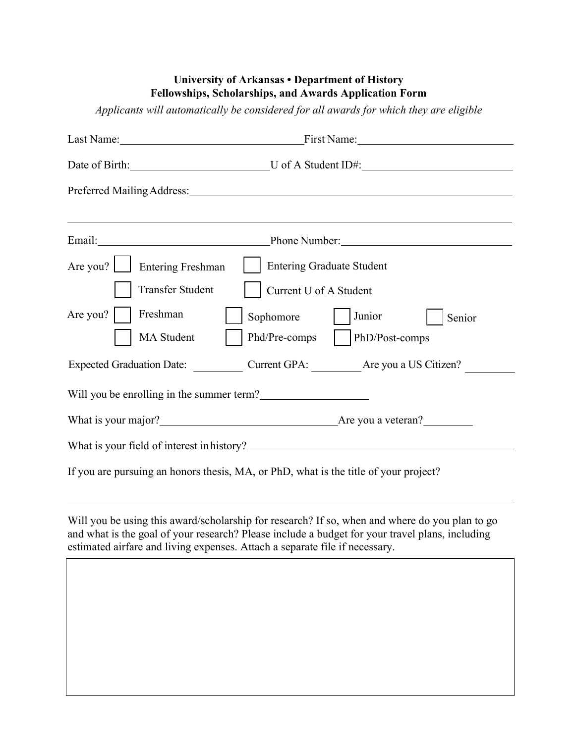**University of Arkansas • Department of History**
**Fellowships, Scholarships, and Awards Application Form**

*Applicants will automatically be considered for all awards for which they are eligible*

Last Name:________________________________ First Name:__________________________

Date of Birth:________________________ U of A Student ID#:__________________________

Preferred Mailing Address:____________________________________________________________

______________________________________________________________________________

Email:______________________________ Phone Number:_____________________________

Are you? ☐ Entering Freshman ☐ Entering Graduate Student

☐ Transfer Student ☐ Current U of A Student

Are you? ☐ Freshman ☐ Sophomore ☐ Junior ☐ Senior

☐ MA Student ☐ Phd/Pre-comps ☐ PhD/Post-comps

Expected Graduation Date: _________ Current GPA: _________ Are you a US Citizen? _________

Will you be enrolling in the summer term?___________________

What is your major?_______________________________ Are you a veteran?_________

What is your field of interest in history?_____________________________________________

If you are pursuing an honors thesis, MA, or PhD, what is the title of your project?

______________________________________________________________________________

Will you be using this award/scholarship for research? If so, when and where do you plan to go and what is the goal of your research? Please include a budget for your travel plans, including estimated airfare and living expenses. Attach a separate file if necessary.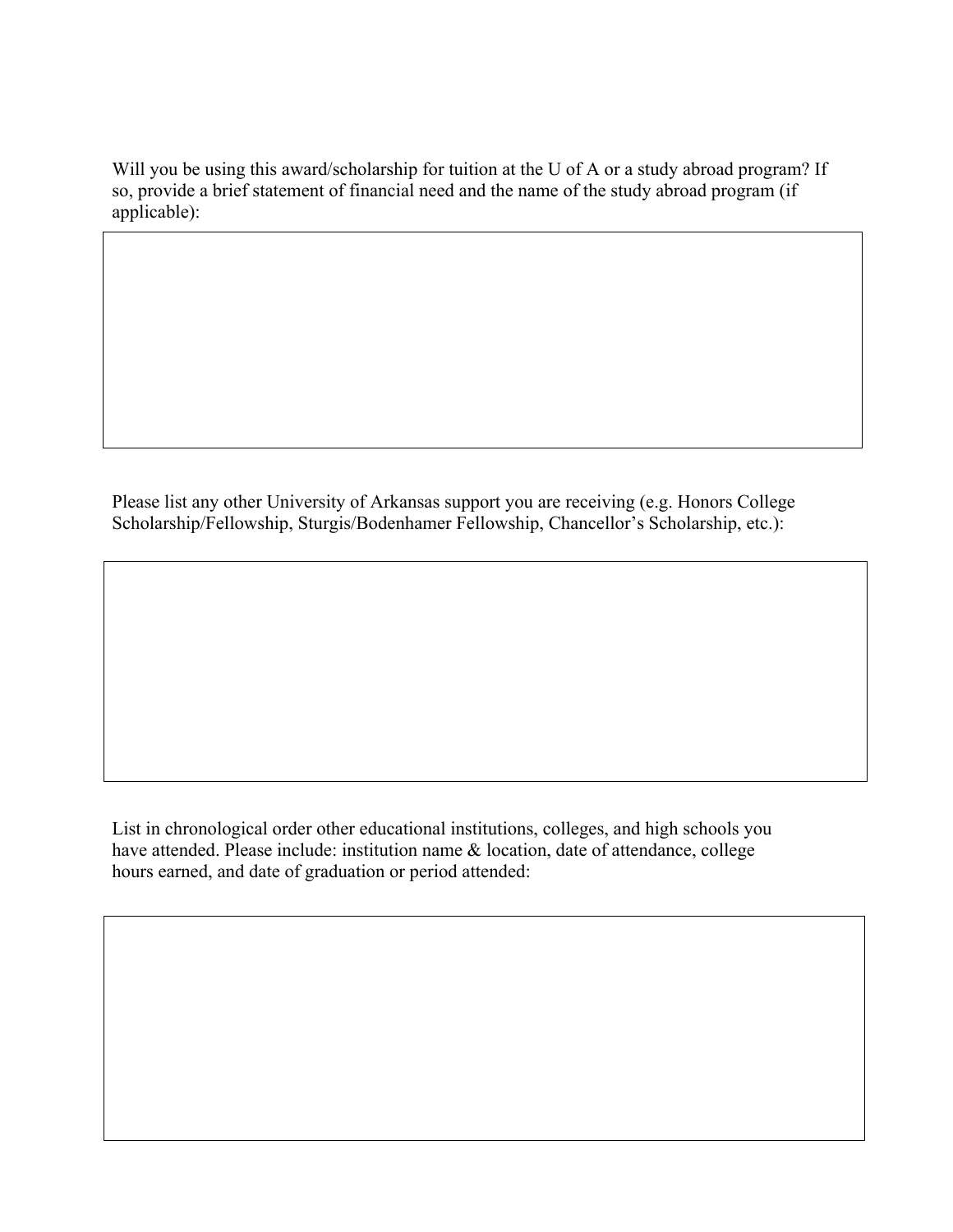Will you be using this award/scholarship for tuition at the U of A or a study abroad program? If so, provide a brief statement of financial need and the name of the study abroad program (if applicable):

| |
|---|
| |

Please list any other University of Arkansas support you are receiving (e.g. Honors College Scholarship/Fellowship, Sturgis/Bodenhamer Fellowship, Chancellor's Scholarship, etc.):

| |
|---|
| |

List in chronological order other educational institutions, colleges, and high schools you have attended. Please include: institution name & location, date of attendance, college hours earned, and date of graduation or period attended:

| |
|---|
| |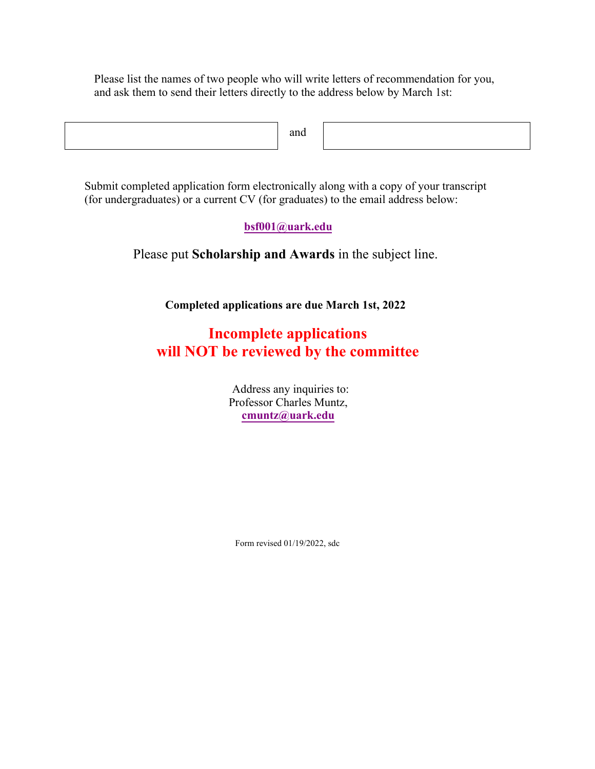Please list the names of two people who will write letters of recommendation for you, and ask them to send their letters directly to the address below by March 1st:

| | | |
|---|---|---|
| | and | |

Submit completed application form electronically along with a copy of your transcript (for undergraduates) or a current CV (for graduates) to the email address below:

**bsf001@uark.edu**

Please put **Scholarship and Awards** in the subject line.

**Completed applications are due March 1st, 2022**

**Incomplete applications will NOT be reviewed by the committee**

Address any inquiries to:
Professor Charles Muntz,
**cmuntz@uark.edu**

Form revised 01/19/2022, sdc